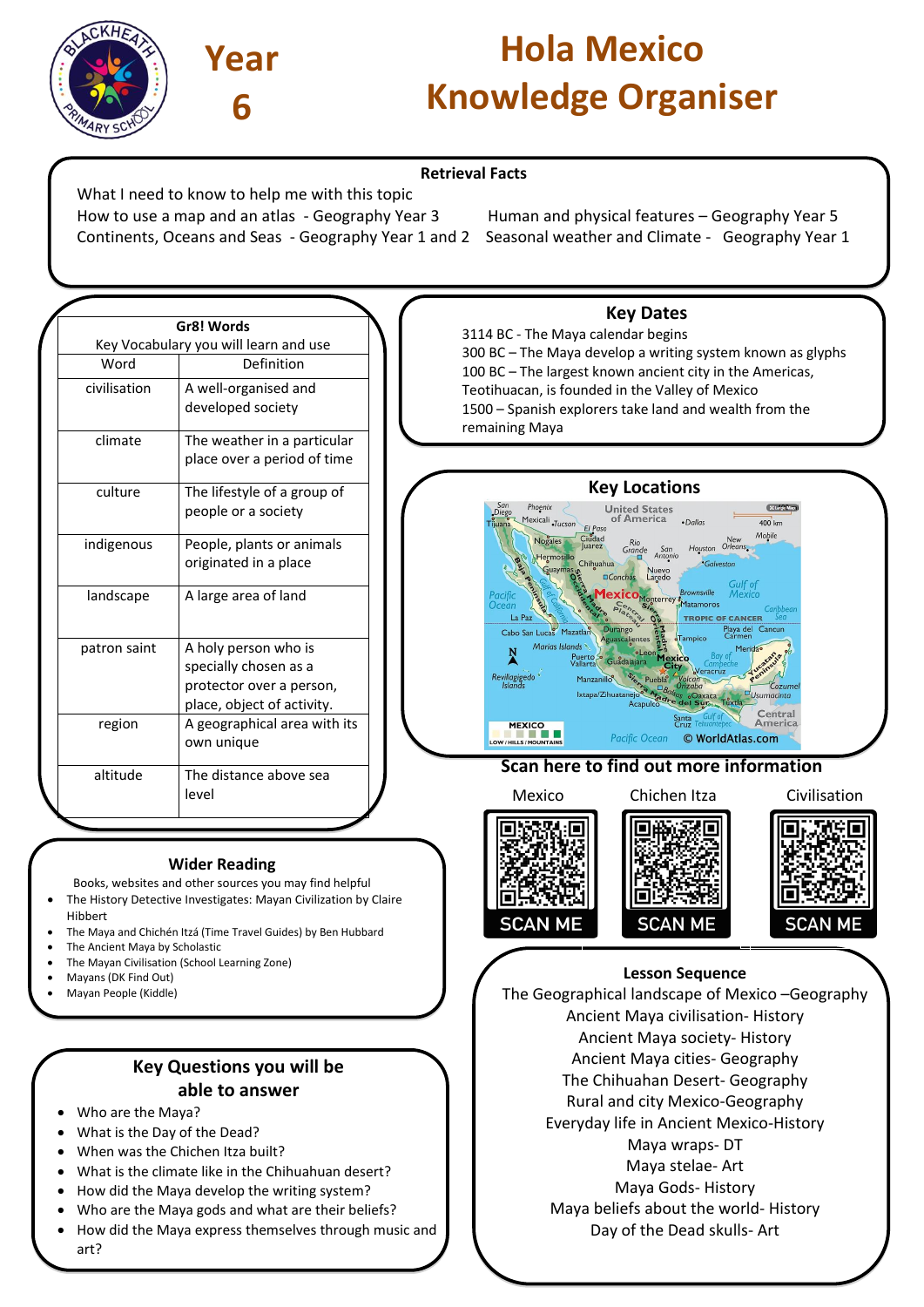# Year 6

# Hola Mexico Knowledge Organiser

## Retrieval Facts

What I need to know to help me with this topic

How to use a map and an atlas - Geography Year 3

Human and physical features – Geography Year 5

Continents, Oceans and Seas - Geography Year 1 and 2

Seasonal weather and Climate - Geography Year 1

## Gr8! Words

| Key Vocabulary you will learn and use | |
|---|---|
| Word | Definition |
| civilisation | A well-organised and developed society |
| climate | The weather in a particular place over a period of time |
| culture | The lifestyle of a group of people or a society |
| indigenous | People, plants or animals originated in a place |
| landscape | A large area of land |
| patron saint | A holy person who is specially chosen as a protector over a person, place, object of activity. |
| region | A geographical area with its own unique |
| altitude | The distance above sea level |

## Key Dates

3114 BC - The Maya calendar begins

300 BC – The Maya develop a writing system known as glyphs

100 BC – The largest known ancient city in the Americas, Teotihuacan, is founded in the Valley of Mexico

1500 – Spanish explorers take land and wealth from the remaining Maya

## Key Locations

© WorldAtlas.com

Scan here to find out more information

Mexico — SCAN ME

Chichen Itza — SCAN ME

Civilisation — SCAN ME

## Wider Reading

Books, websites and other sources you may find helpful

- The History Detective Investigates: Mayan Civilization by Claire Hibbert
- The Maya and Chichén Itzá (Time Travel Guides) by Ben Hubbard
- The Ancient Maya by Scholastic
- The Mayan Civilisation (School Learning Zone)
- Mayans (DK Find Out)
- Mayan People (Kiddle)

## Key Questions you will be able to answer

- Who are the Maya?
- What is the Day of the Dead?
- When was the Chichen Itza built?
- What is the climate like in the Chihuahuan desert?
- How did the Maya develop the writing system?
- Who are the Maya gods and what are their beliefs?
- How did the Maya express themselves through music and art?

## Lesson Sequence

The Geographical landscape of Mexico –Geography

Ancient Maya civilisation- History

Ancient Maya society- History

Ancient Maya cities- Geography

The Chihuahan Desert- Geography

Rural and city Mexico-Geography

Everyday life in Ancient Mexico-History

Maya wraps- DT

Maya stelae- Art

Maya Gods- History

Maya beliefs about the world- History

Day of the Dead skulls- Art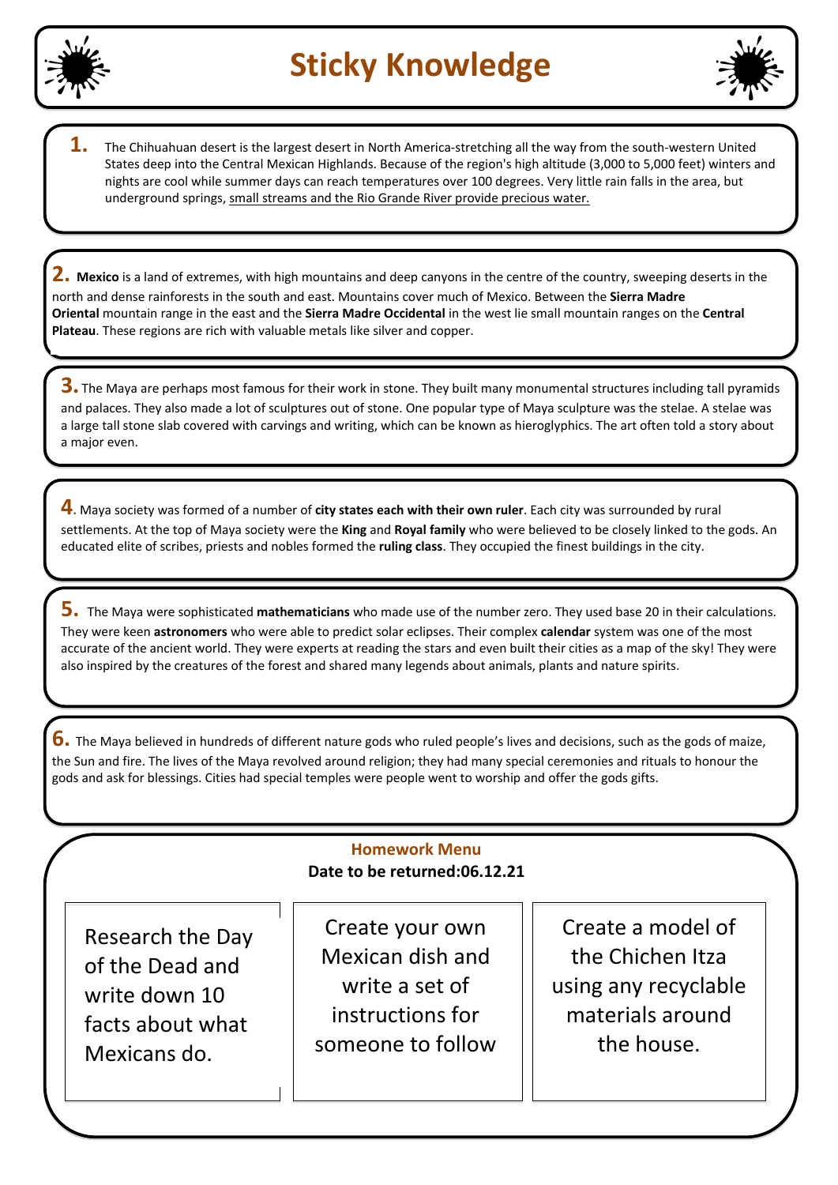# Sticky Knowledge

**1.** The Chihuahuan desert is the largest desert in North America-stretching all the way from the south-western United States deep into the Central Mexican Highlands. Because of the region's high altitude (3,000 to 5,000 feet) winters and nights are cool while summer days can reach temperatures over 100 degrees. Very little rain falls in the area, but underground springs, small streams and the Rio Grande River provide precious water.

**2.** **Mexico** is a land of extremes, with high mountains and deep canyons in the centre of the country, sweeping deserts in the north and dense rainforests in the south and east. Mountains cover much of Mexico. Between the **Sierra Madre Oriental** mountain range in the east and the **Sierra Madre Occidental** in the west lie small mountain ranges on the **Central Plateau**. These regions are rich with valuable metals like silver and copper.

**3.** The Maya are perhaps most famous for their work in stone. They built many monumental structures including tall pyramids and palaces. They also made a lot of sculptures out of stone. One popular type of Maya sculpture was the stelae. A stelae was a large tall stone slab covered with carvings and writing, which can be known as hieroglyphics. The art often told a story about a major even.

**4**. Maya society was formed of a number of **city states each with their own ruler**. Each city was surrounded by rural settlements. At the top of Maya society were the **King** and **Royal family** who were believed to be closely linked to the gods. An educated elite of scribes, priests and nobles formed the **ruling class**. They occupied the finest buildings in the city.

**5.** The Maya were sophisticated **mathematicians** who made use of the number zero. They used base 20 in their calculations. They were keen **astronomers** who were able to predict solar eclipses. Their complex **calendar** system was one of the most accurate of the ancient world. They were experts at reading the stars and even built their cities as a map of the sky! They were also inspired by the creatures of the forest and shared many legends about animals, plants and nature spirits.

**6.** The Maya believed in hundreds of different nature gods who ruled people's lives and decisions, such as the gods of maize, the Sun and fire. The lives of the Maya revolved around religion; they had many special ceremonies and rituals to honour the gods and ask for blessings. Cities had special temples were people went to worship and offer the gods gifts.

## Homework Menu

**Date to be returned:06.12.21**

| | | |
|---|---|---|
| Research the Day of the Dead and write down 10 facts about what Mexicans do. | Create your own Mexican dish and write a set of instructions for someone to follow | Create a model of the Chichen Itza using any recyclable materials around the house. |